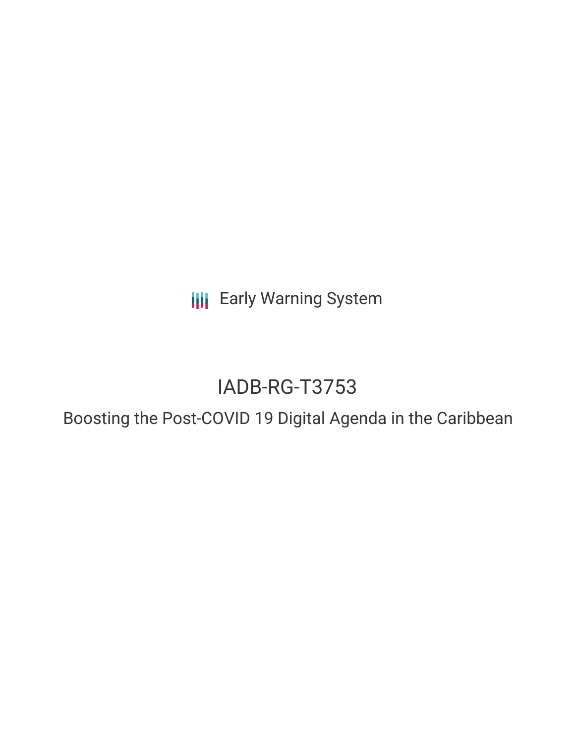Early Warning System

# IADB-RG-T3753

## Boosting the Post-COVID 19 Digital Agenda in the Caribbean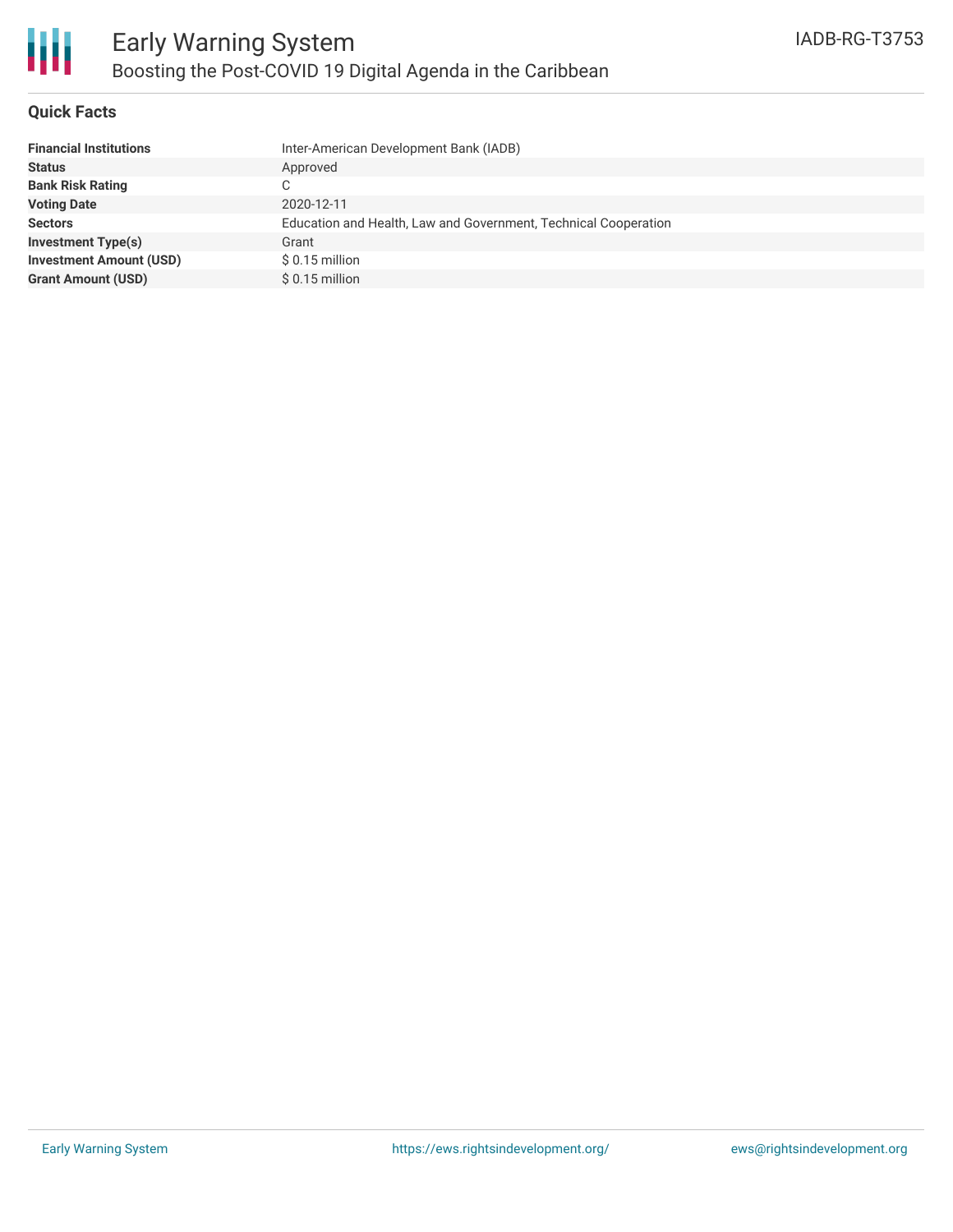# Early Warning System

## Boosting the Post-COVID 19 Digital Agenda in the Caribbean

IADB-RG-T3753

### Quick Facts

| | |
|---|---|
| **Financial Institutions** | Inter-American Development Bank (IADB) |
| **Status** | Approved |
| **Bank Risk Rating** | C |
| **Voting Date** | 2020-12-11 |
| **Sectors** | Education and Health, Law and Government, Technical Cooperation |
| **Investment Type(s)** | Grant |
| **Investment Amount (USD)** | $ 0.15 million |
| **Grant Amount (USD)** | $ 0.15 million |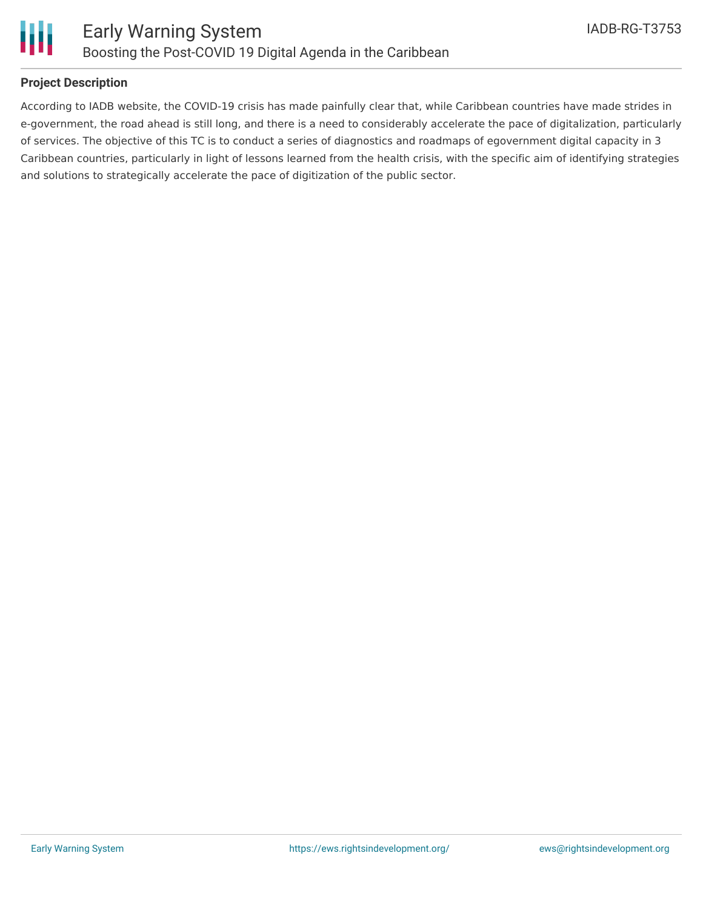## Project Description

According to IADB website, the COVID-19 crisis has made painfully clear that, while Caribbean countries have made strides in e-government, the road ahead is still long, and there is a need to considerably accelerate the pace of digitalization, particularly of services. The objective of this TC is to conduct a series of diagnostics and roadmaps of egovernment digital capacity in 3 Caribbean countries, particularly in light of lessons learned from the health crisis, with the specific aim of identifying strategies and solutions to strategically accelerate the pace of digitization of the public sector.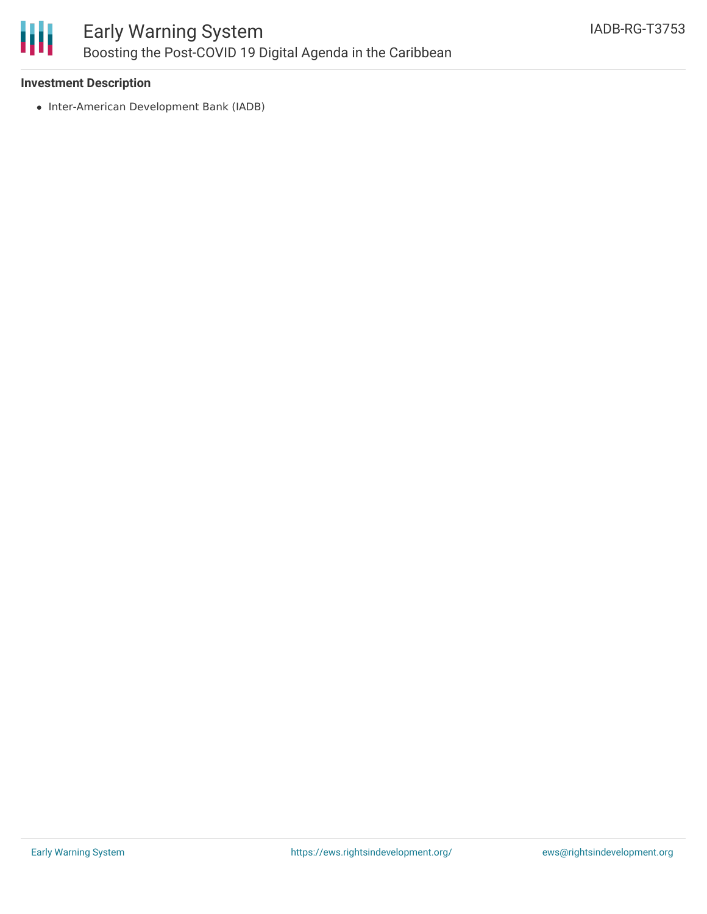**Investment Description**

- Inter-American Development Bank (IADB)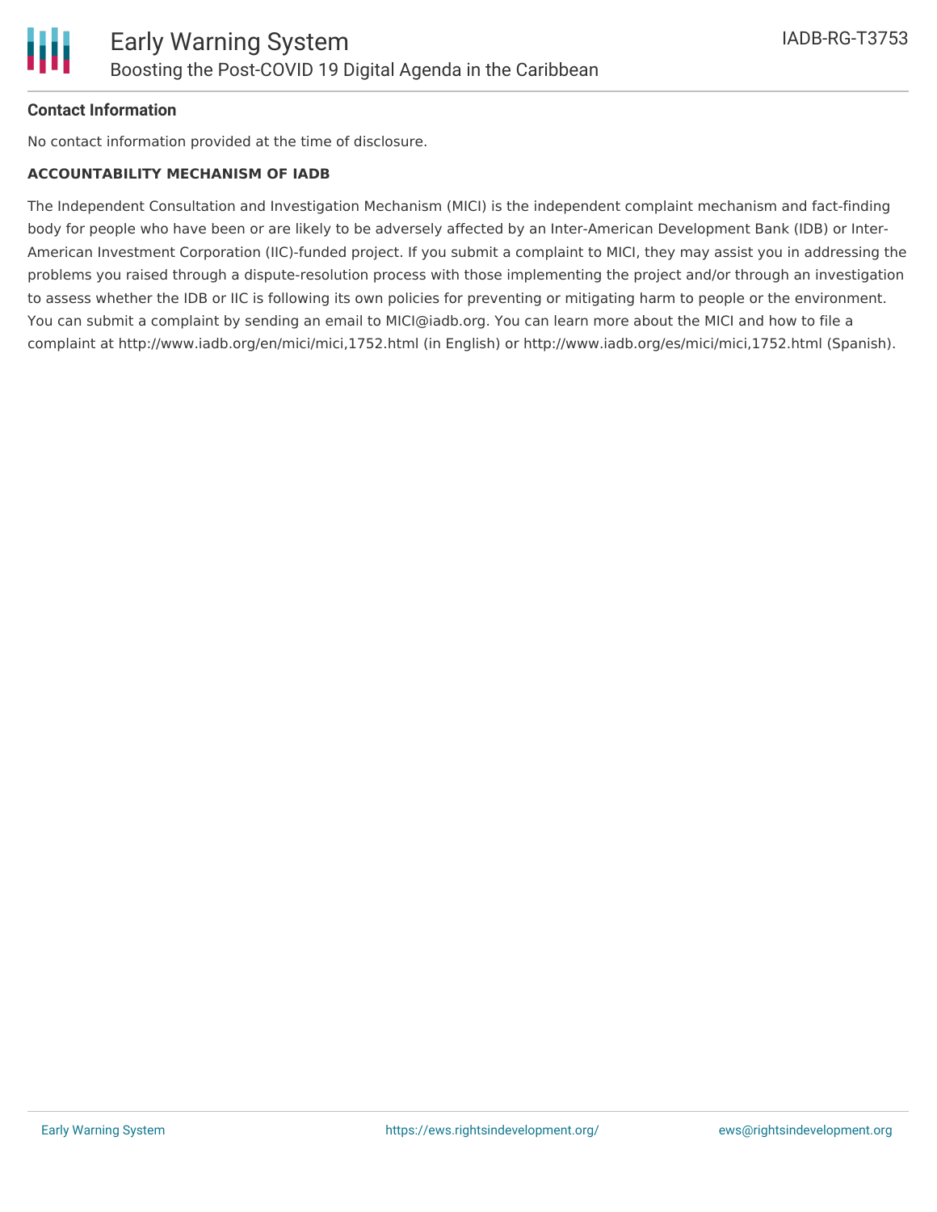## Contact Information

No contact information provided at the time of disclosure.

**ACCOUNTABILITY MECHANISM OF IADB**

The Independent Consultation and Investigation Mechanism (MICI) is the independent complaint mechanism and fact-finding body for people who have been or are likely to be adversely affected by an Inter-American Development Bank (IDB) or Inter-American Investment Corporation (IIC)-funded project. If you submit a complaint to MICI, they may assist you in addressing the problems you raised through a dispute-resolution process with those implementing the project and/or through an investigation to assess whether the IDB or IIC is following its own policies for preventing or mitigating harm to people or the environment. You can submit a complaint by sending an email to MICI@iadb.org. You can learn more about the MICI and how to file a complaint at http://www.iadb.org/en/mici/mici,1752.html (in English) or http://www.iadb.org/es/mici/mici,1752.html (Spanish).